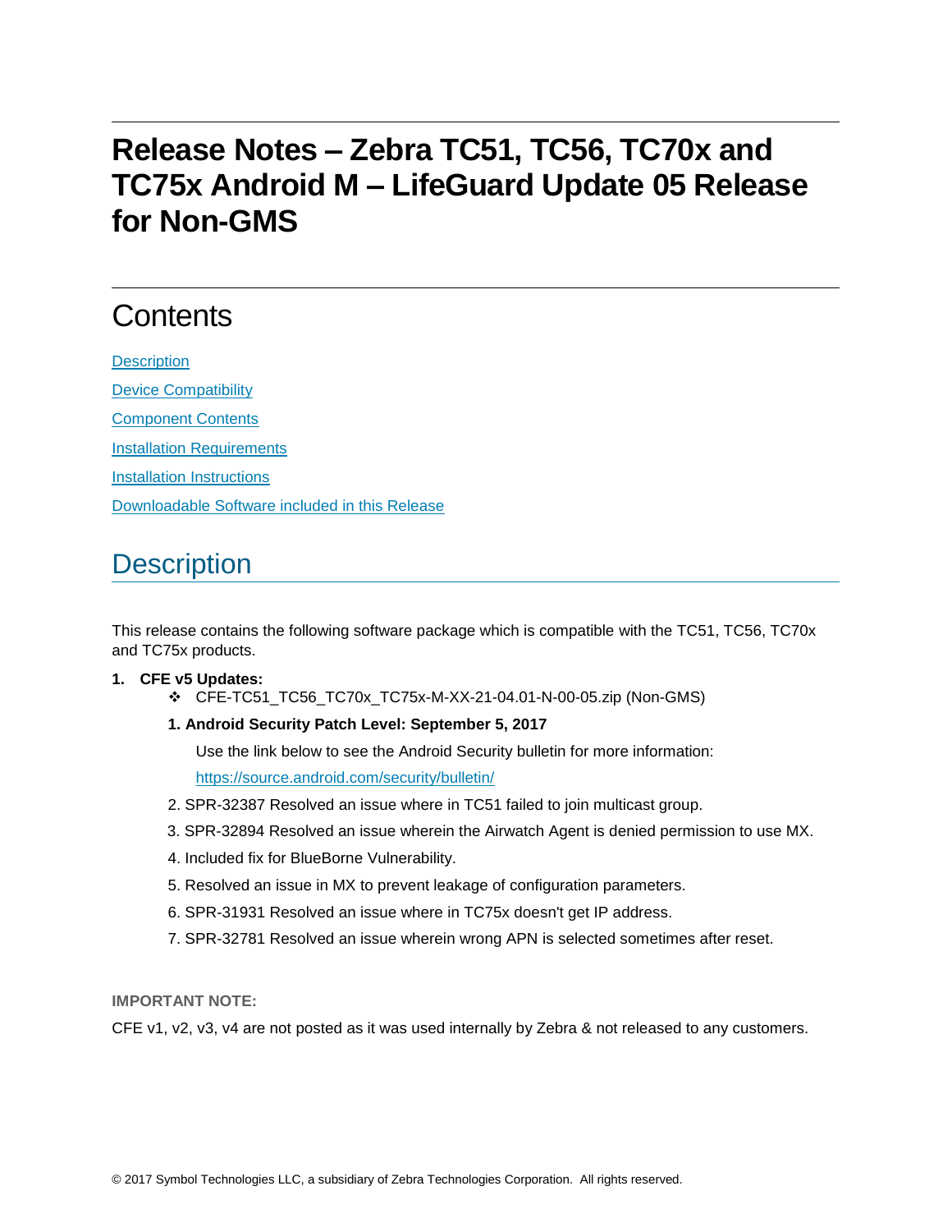# Release Notes – Zebra TC51, TC56, TC70x and TC75x Android M – LifeGuard Update 05 Release for Non-GMS

## Contents

[Description](#description)

[Device Compatibility](#device-compatibility)

[Component Contents](#component-contents)

[Installation Requirements](#installation-requirements)

[Installation Instructions](#installation-instructions)

[Downloadable Software included in this Release](#downloadable-software-included-in-this-release)

## Description

This release contains the following software package which is compatible with the TC51, TC56, TC70x and TC75x products.

1. **CFE v5 Updates:**
   - CFE-TC51_TC56_TC70x_TC75x-M-XX-21-04.01-N-00-05.zip (Non-GMS)

   1. **Android Security Patch Level: September 5, 2017**

      Use the link below to see the Android Security bulletin for more information:

      [https://source.android.com/security/bulletin/](https://source.android.com/security/bulletin/)

   2. SPR-32387 Resolved an issue where in TC51 failed to join multicast group.
   3. SPR-32894 Resolved an issue wherein the Airwatch Agent is denied permission to use MX.
   4. Included fix for BlueBorne Vulnerability.
   5. Resolved an issue in MX to prevent leakage of configuration parameters.
   6. SPR-31931 Resolved an issue where in TC75x doesn't get IP address.
   7. SPR-32781 Resolved an issue wherein wrong APN is selected sometimes after reset.

**IMPORTANT NOTE:**

CFE v1, v2, v3, v4 are not posted as it was used internally by Zebra & not released to any customers.

© 2017 Symbol Technologies LLC, a subsidiary of Zebra Technologies Corporation. All rights reserved.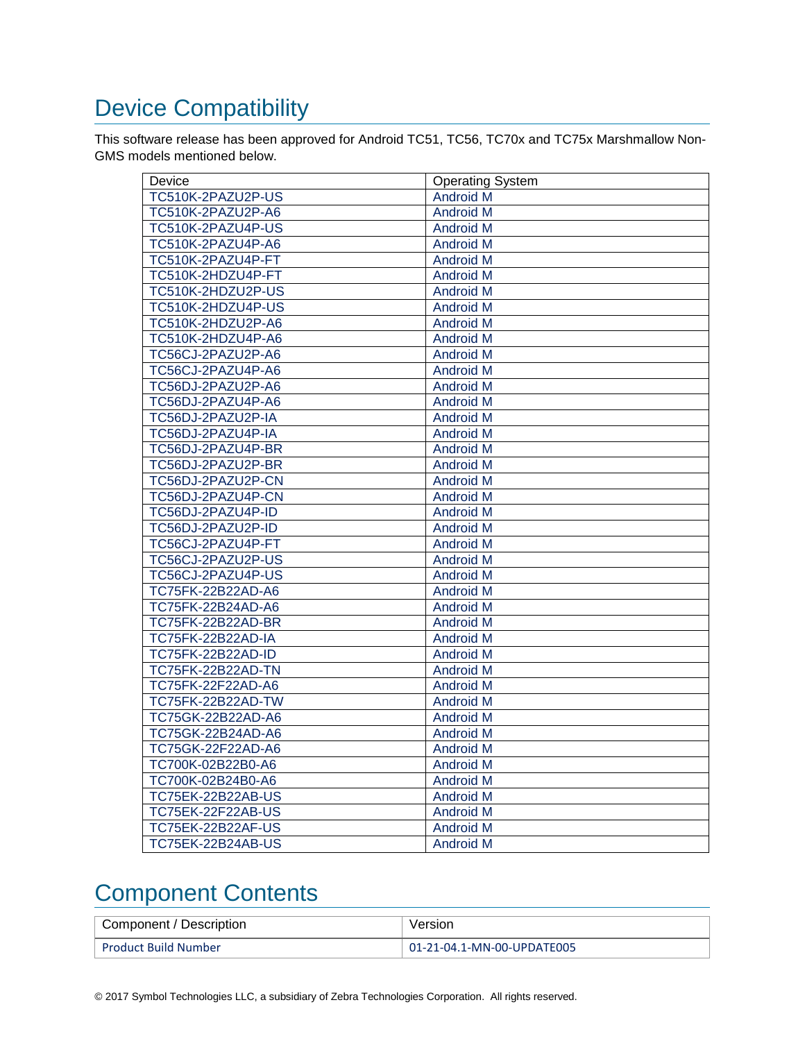# Device Compatibility

This software release has been approved for Android TC51, TC56, TC70x and TC75x Marshmallow Non-GMS models mentioned below.

| Device | Operating System |
|---|---|
| TC510K-2PAZU2P-US | Android M |
| TC510K-2PAZU2P-A6 | Android M |
| TC510K-2PAZU4P-US | Android M |
| TC510K-2PAZU4P-A6 | Android M |
| TC510K-2PAZU4P-FT | Android M |
| TC510K-2HDZU4P-FT | Android M |
| TC510K-2HDZU2P-US | Android M |
| TC510K-2HDZU4P-US | Android M |
| TC510K-2HDZU2P-A6 | Android M |
| TC510K-2HDZU4P-A6 | Android M |
| TC56CJ-2PAZU2P-A6 | Android M |
| TC56CJ-2PAZU4P-A6 | Android M |
| TC56DJ-2PAZU2P-A6 | Android M |
| TC56DJ-2PAZU4P-A6 | Android M |
| TC56DJ-2PAZU2P-IA | Android M |
| TC56DJ-2PAZU4P-IA | Android M |
| TC56DJ-2PAZU4P-BR | Android M |
| TC56DJ-2PAZU2P-BR | Android M |
| TC56DJ-2PAZU2P-CN | Android M |
| TC56DJ-2PAZU4P-CN | Android M |
| TC56DJ-2PAZU4P-ID | Android M |
| TC56DJ-2PAZU2P-ID | Android M |
| TC56CJ-2PAZU4P-FT | Android M |
| TC56CJ-2PAZU2P-US | Android M |
| TC56CJ-2PAZU4P-US | Android M |
| TC75FK-22B22AD-A6 | Android M |
| TC75FK-22B24AD-A6 | Android M |
| TC75FK-22B22AD-BR | Android M |
| TC75FK-22B22AD-IA | Android M |
| TC75FK-22B22AD-ID | Android M |
| TC75FK-22B22AD-TN | Android M |
| TC75FK-22F22AD-A6 | Android M |
| TC75FK-22B22AD-TW | Android M |
| TC75GK-22B22AD-A6 | Android M |
| TC75GK-22B24AD-A6 | Android M |
| TC75GK-22F22AD-A6 | Android M |
| TC700K-02B22B0-A6 | Android M |
| TC700K-02B24B0-A6 | Android M |
| TC75EK-22B22AB-US | Android M |
| TC75EK-22F22AB-US | Android M |
| TC75EK-22B22AF-US | Android M |
| TC75EK-22B24AB-US | Android M |

# Component Contents

| Component / Description | Version |
|---|---|
| Product Build Number | 01-21-04.1-MN-00-UPDATE005 |

© 2017 Symbol Technologies LLC, a subsidiary of Zebra Technologies Corporation. All rights reserved.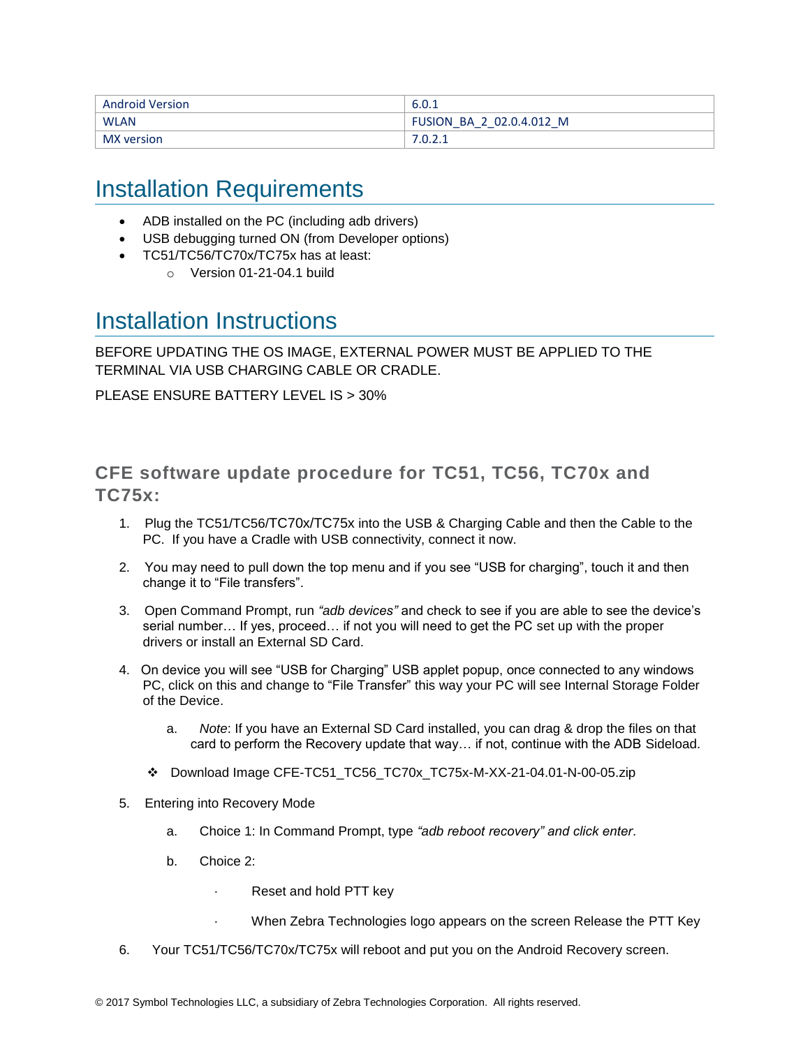| Android Version | 6.0.1 |
| --- | --- |
| WLAN | FUSION_BA_2_02.0.4.012_M |
| MX version | 7.0.2.1 |

# Installation Requirements

- ADB installed on the PC (including adb drivers)
- USB debugging turned ON (from Developer options)
- TC51/TC56/TC70x/TC75x has at least:
  - Version 01-21-04.1 build

# Installation Instructions

BEFORE UPDATING THE OS IMAGE, EXTERNAL POWER MUST BE APPLIED TO THE TERMINAL VIA USB CHARGING CABLE OR CRADLE.

PLEASE ENSURE BATTERY LEVEL IS > 30%

### CFE software update procedure for TC51, TC56, TC70x and TC75x:

1. Plug the TC51/TC56/TC70x/TC75x into the USB & Charging Cable and then the Cable to the PC. If you have a Cradle with USB connectivity, connect it now.

2. You may need to pull down the top menu and if you see “USB for charging”, touch it and then change it to “File transfers”.

3. Open Command Prompt, run *“adb devices”* and check to see if you are able to see the device’s serial number… If yes, proceed… if not you will need to get the PC set up with the proper drivers or install an External SD Card.

4. On device you will see “USB for Charging” USB applet popup, once connected to any windows PC, click on this and change to “File Transfer” this way your PC will see Internal Storage Folder of the Device.

   a. *Note*: If you have an External SD Card installed, you can drag & drop the files on that card to perform the Recovery update that way… if not, continue with the ADB Sideload.

   ❖ Download Image CFE-TC51_TC56_TC70x_TC75x-M-XX-21-04.01-N-00-05.zip

5. Entering into Recovery Mode

   a. Choice 1: In Command Prompt, type *“adb reboot recovery” and click enter*.

   b. Choice 2:

      - Reset and hold PTT key
      - When Zebra Technologies logo appears on the screen Release the PTT Key

6. Your TC51/TC56/TC70x/TC75x will reboot and put you on the Android Recovery screen.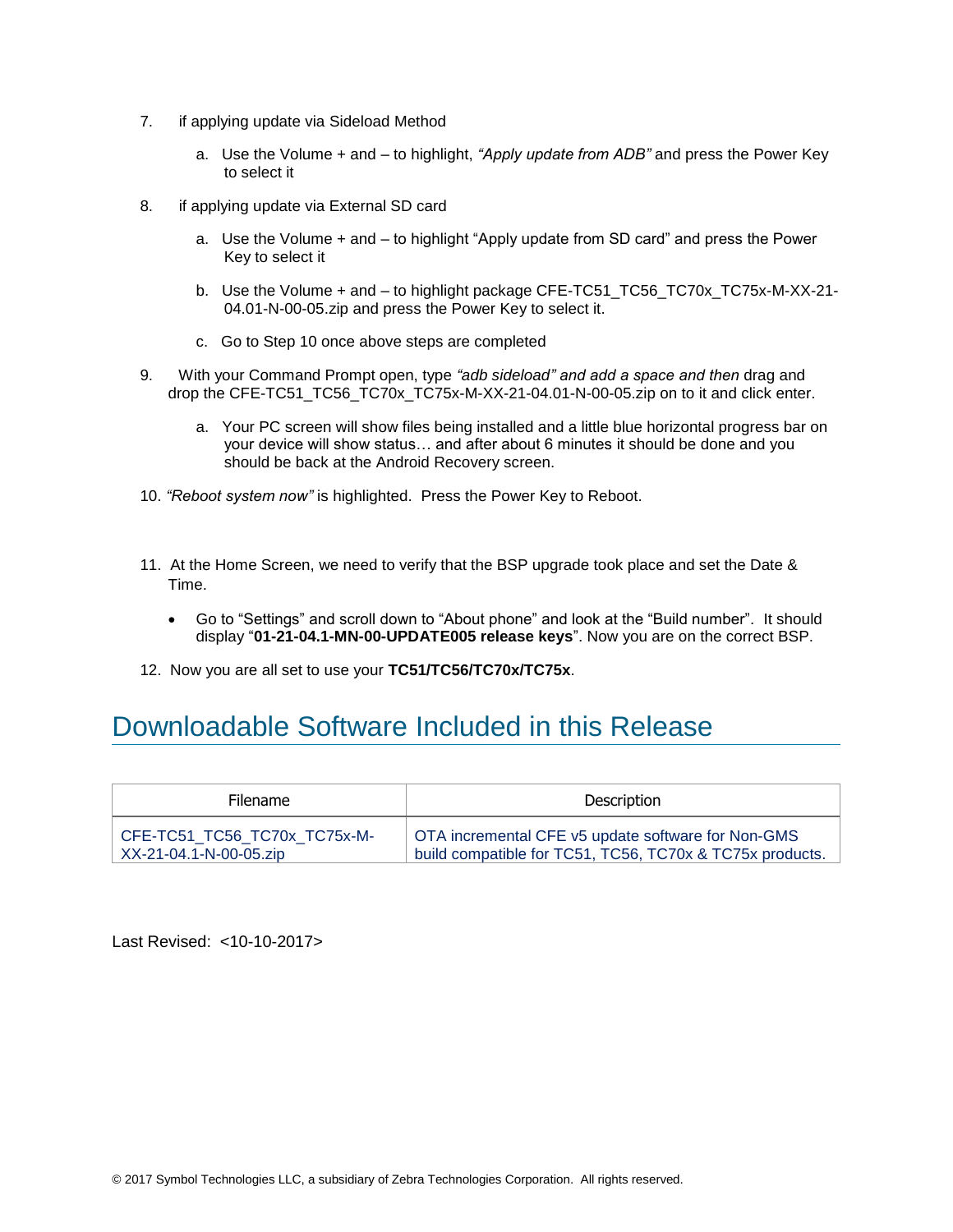7. if applying update via Sideload Method

    a. Use the Volume + and – to highlight, *"Apply update from ADB"* and press the Power Key to select it

8. if applying update via External SD card

    a. Use the Volume + and – to highlight "Apply update from SD card" and press the Power Key to select it

    b. Use the Volume + and – to highlight package CFE-TC51_TC56_TC70x_TC75x-M-XX-21-04.01-N-00-05.zip and press the Power Key to select it.

    c. Go to Step 10 once above steps are completed

9. With your Command Prompt open, type *"adb sideload" and add a space and then* drag and drop the CFE-TC51_TC56_TC70x_TC75x-M-XX-21-04.01-N-00-05.zip on to it and click enter.

    a. Your PC screen will show files being installed and a little blue horizontal progress bar on your device will show status… and after about 6 minutes it should be done and you should be back at the Android Recovery screen.

10. *"Reboot system now"* is highlighted. Press the Power Key to Reboot.

11. At the Home Screen, we need to verify that the BSP upgrade took place and set the Date & Time.

    - Go to "Settings" and scroll down to "About phone" and look at the "Build number". It should display "**01-21-04.1-MN-00-UPDATE005 release keys**". Now you are on the correct BSP.

12. Now you are all set to use your **TC51/TC56/TC70x/TC75x**.

# Downloadable Software Included in this Release

| Filename | Description |
|---|---|
| CFE-TC51_TC56_TC70x_TC75x-M-XX-21-04.1-N-00-05.zip | OTA incremental CFE v5 update software for Non-GMS build compatible for TC51, TC56, TC70x & TC75x products. |

Last Revised: <10-10-2017>

© 2017 Symbol Technologies LLC, a subsidiary of Zebra Technologies Corporation. All rights reserved.